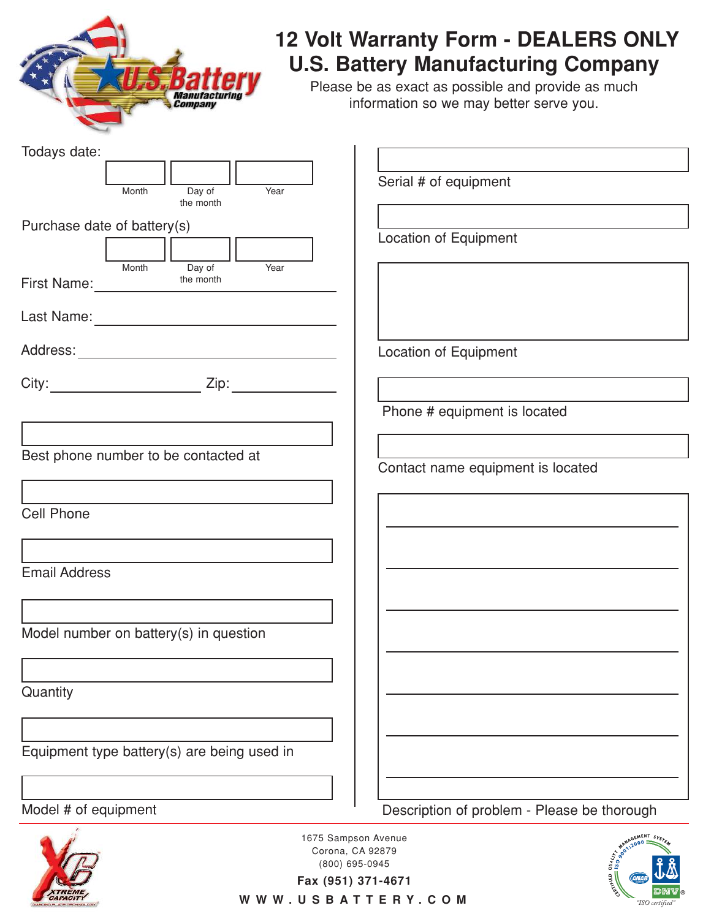# 12 Volt Warranty Form - DEALERS ONLY

# U.S. Battery Manufacturing Company

Please be as exact as possible and provide as much information so we may better serve you.

Todays date:

| Month | Day of the month | Year |
|---|---|---|
| | | |

Purchase date of battery(s)

| Month | Day of the month | Year |
|---|---|---|
| | | |

First Name: ______________________

Last Name: ______________________

Address: ______________________

City: ______________ Zip: __________

Best phone number to be contacted at

Cell Phone

Email Address

Model number on battery(s) in question

Quantity

Equipment type battery(s) are being used in

Model # of equipment

Serial # of equipment

Location of Equipment

Location of Equipment

Phone # equipment is located

Contact name equipment is located

Description of problem - Please be thorough

1675 Sampson Avenue
Corona, CA 92879
(800) 695-0945
**Fax (951) 371-4671**
**WWW.USBATTERY.COM**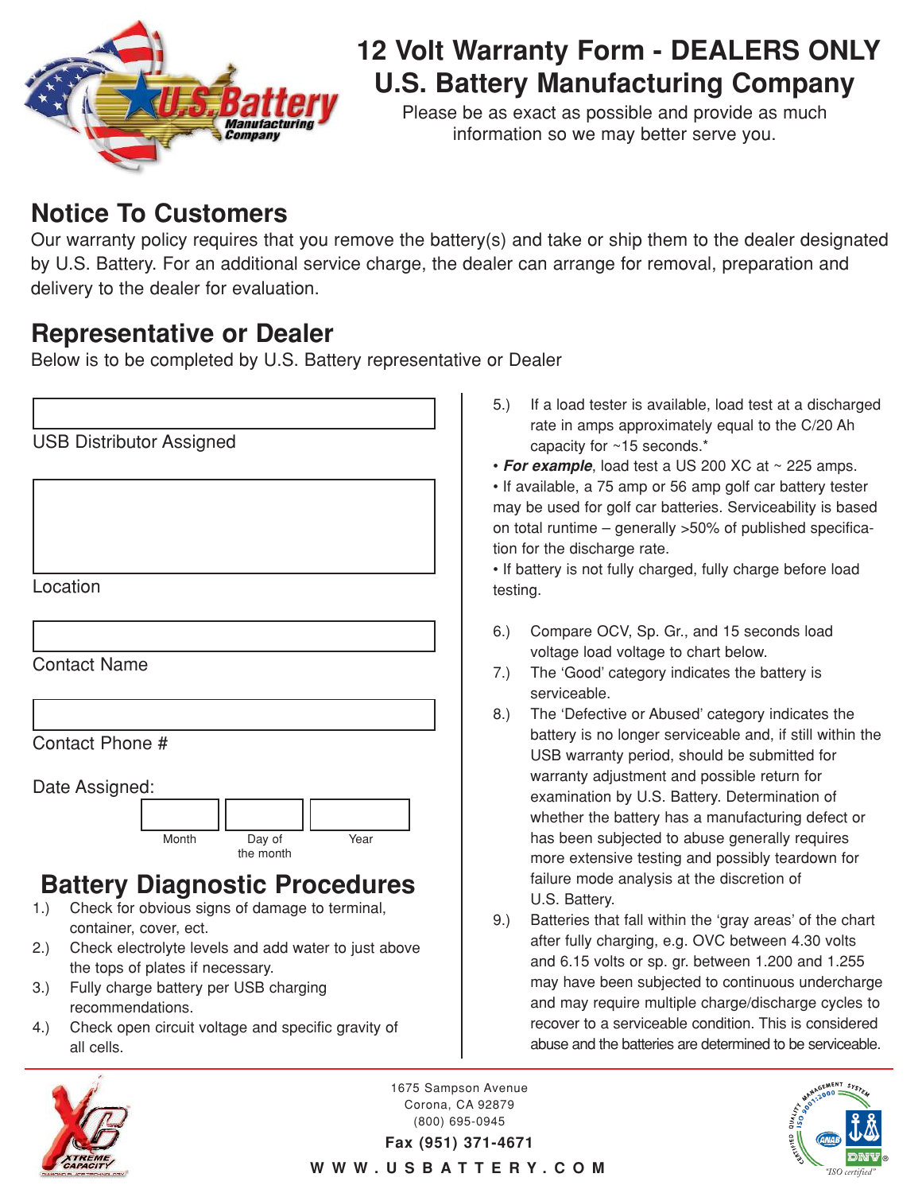# 12 Volt Warranty Form - DEALERS ONLY
# U.S. Battery Manufacturing Company

Please be as exact as possible and provide as much information so we may better serve you.

## Notice To Customers

Our warranty policy requires that you remove the battery(s) and take or ship them to the dealer designated by U.S. Battery. For an additional service charge, the dealer can arrange for removal, preparation and delivery to the dealer for evaluation.

## Representative or Dealer

Below is to be completed by U.S. Battery representative or Dealer

USB Distributor Assigned

Location

Contact Name

Contact Phone #

Date Assigned:

| Month | Day of the month | Year |
|---|---|---|
| | | |

## Battery Diagnostic Procedures

1.) Check for obvious signs of damage to terminal, container, cover, ect.
2.) Check electrolyte levels and add water to just above the tops of plates if necessary.
3.) Fully charge battery per USB charging recommendations.
4.) Check open circuit voltage and specific gravity of all cells.
5.) If a load tester is available, load test at a discharged rate in amps approximately equal to the C/20 Ah capacity for ~15 seconds.*

- ***For example***, load test a US 200 XC at ~ 225 amps.
- If available, a 75 amp or 56 amp golf car battery tester may be used for golf car batteries. Serviceability is based on total runtime – generally >50% of published specification for the discharge rate.
- If battery is not fully charged, fully charge before load testing.

6.) Compare OCV, Sp. Gr., and 15 seconds load voltage load voltage to chart below.
7.) The 'Good' category indicates the battery is serviceable.
8.) The 'Defective or Abused' category indicates the battery is no longer serviceable and, if still within the USB warranty period, should be submitted for warranty adjustment and possible return for examination by U.S. Battery. Determination of whether the battery has a manufacturing defect or has been subjected to abuse generally requires more extensive testing and possibly teardown for failure mode analysis at the discretion of U.S. Battery.
9.) Batteries that fall within the 'gray areas' of the chart after fully charging, e.g. OVC between 4.30 volts and 6.15 volts or sp. gr. between 1.200 and 1.255 may have been subjected to continuous undercharge and may require multiple charge/discharge cycles to recover to a serviceable condition. This is considered abuse and the batteries are determined to be serviceable.

1675 Sampson Avenue
Corona, CA 92879
(800) 695-0945
**Fax (951) 371-4671**
WWW.USBATTERY.COM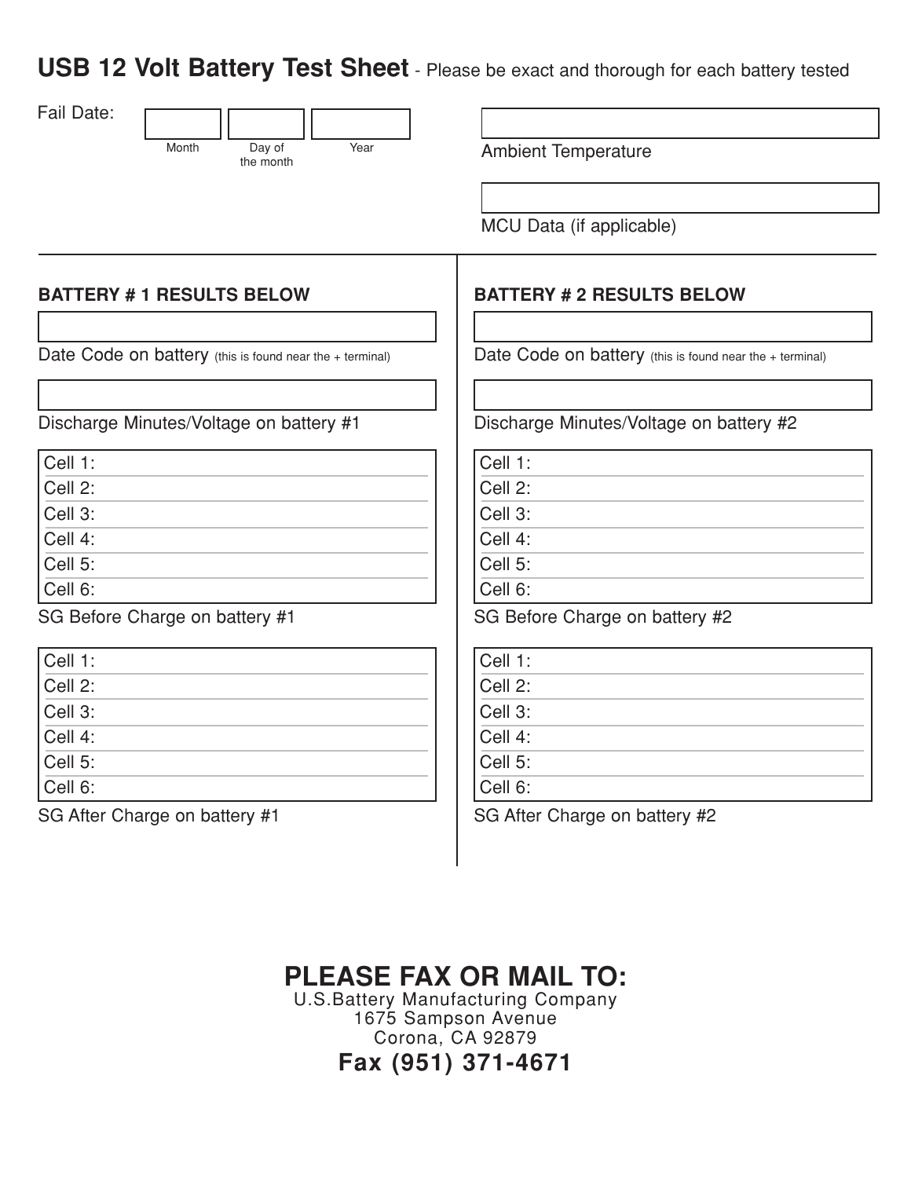# USB 12 Volt Battery Test Sheet - Please be exact and thorough for each battery tested

Fail Date:

| Month | Day of the month | Year |
| --- | --- | --- |
| | | |

Ambient Temperature

MCU Data (if applicable)

---

## BATTERY # 1 RESULTS BELOW

Date Code on battery (this is found near the + terminal)

Discharge Minutes/Voltage on battery #1

| SG Before Charge on battery #1 |
| --- |
| Cell 1: |
| Cell 2: |
| Cell 3: |
| Cell 4: |
| Cell 5: |
| Cell 6: |

| SG After Charge on battery #1 |
| --- |
| Cell 1: |
| Cell 2: |
| Cell 3: |
| Cell 4: |
| Cell 5: |
| Cell 6: |

## BATTERY # 2 RESULTS BELOW

Date Code on battery (this is found near the + terminal)

Discharge Minutes/Voltage on battery #2

| SG Before Charge on battery #2 |
| --- |
| Cell 1: |
| Cell 2: |
| Cell 3: |
| Cell 4: |
| Cell 5: |
| Cell 6: |

| SG After Charge on battery #2 |
| --- |
| Cell 1: |
| Cell 2: |
| Cell 3: |
| Cell 4: |
| Cell 5: |
| Cell 6: |

## PLEASE FAX OR MAIL TO:

U.S.Battery Manufacturing Company
1675 Sampson Avenue
Corona, CA 92879

**Fax (951) 371-4671**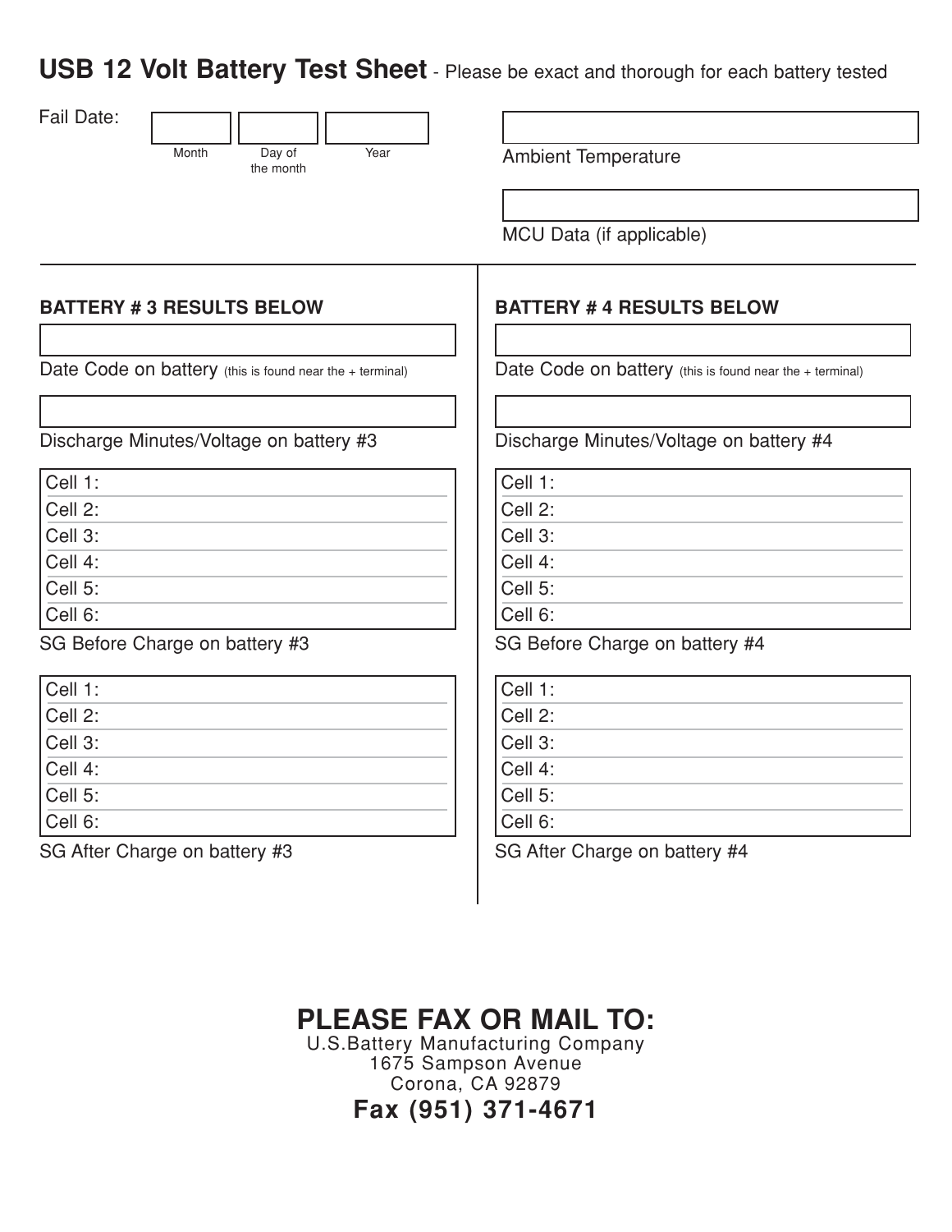# USB 12 Volt Battery Test Sheet - Please be exact and thorough for each battery tested

Fail Date:

| Month | Day of the month | Year |
| --- | --- | --- |
| | | |

Ambient Temperature: 

MCU Data (if applicable): 

---

### BATTERY # 3 RESULTS BELOW

Date Code on battery (this is found near the + terminal): 

Discharge Minutes/Voltage on battery #3: 

**SG Before Charge on battery #3**

| Cell | Reading |
| --- | --- |
| Cell 1: | |
| Cell 2: | |
| Cell 3: | |
| Cell 4: | |
| Cell 5: | |
| Cell 6: | |

**SG After Charge on battery #3**

| Cell | Reading |
| --- | --- |
| Cell 1: | |
| Cell 2: | |
| Cell 3: | |
| Cell 4: | |
| Cell 5: | |
| Cell 6: | |

### BATTERY # 4 RESULTS BELOW

Date Code on battery (this is found near the + terminal): 

Discharge Minutes/Voltage on battery #4: 

**SG Before Charge on battery #4**

| Cell | Reading |
| --- | --- |
| Cell 1: | |
| Cell 2: | |
| Cell 3: | |
| Cell 4: | |
| Cell 5: | |
| Cell 6: | |

**SG After Charge on battery #4**

| Cell | Reading |
| --- | --- |
| Cell 1: | |
| Cell 2: | |
| Cell 3: | |
| Cell 4: | |
| Cell 5: | |
| Cell 6: | |

## PLEASE FAX OR MAIL TO:

U.S.Battery Manufacturing Company
1675 Sampson Avenue
Corona, CA 92879

**Fax (951) 371-4671**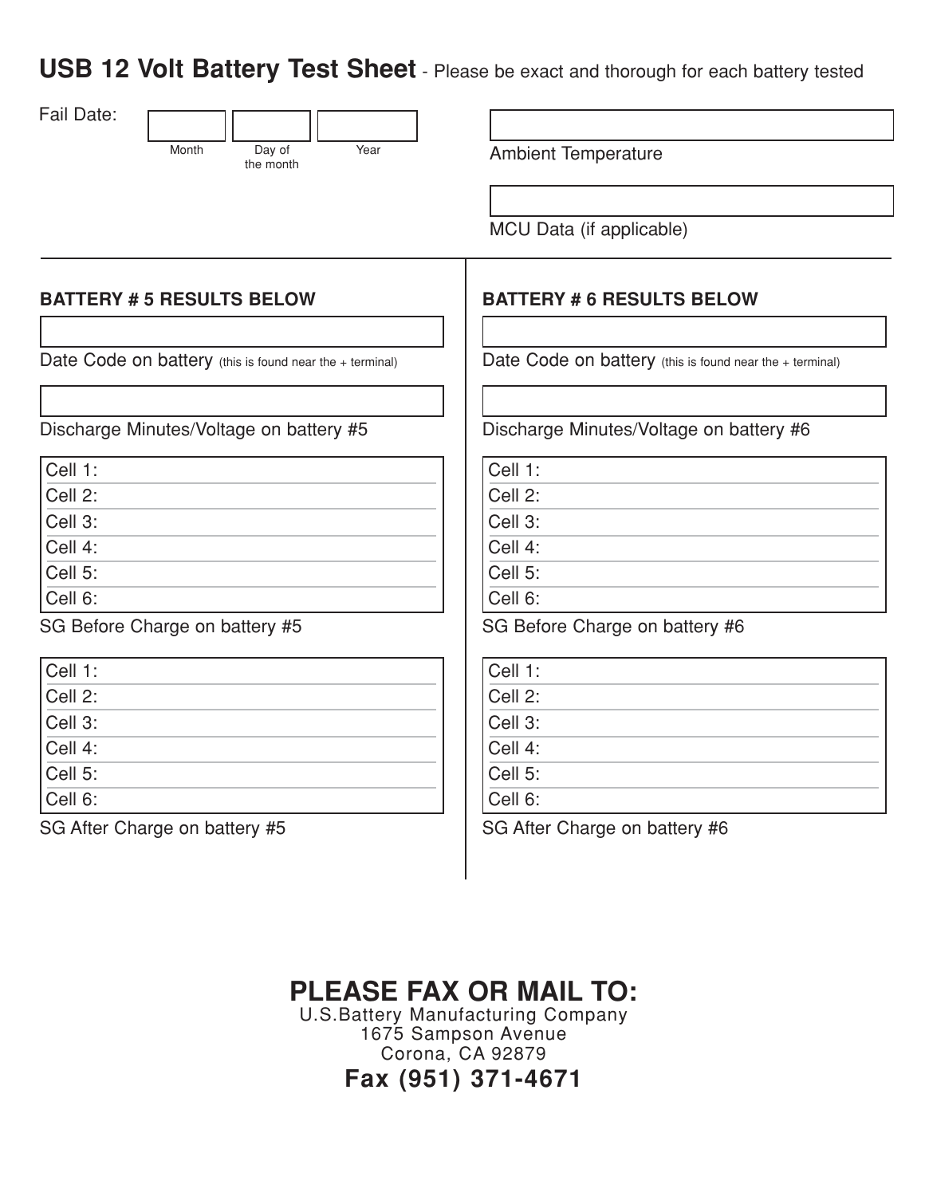# USB 12 Volt Battery Test Sheet - Please be exact and thorough for each battery tested

Fail Date:

| | | |
|---|---|---|
| Month | Day of the month | Year |

Ambient Temperature

MCU Data (if applicable)

**BATTERY # 5 RESULTS BELOW**

Date Code on battery (this is found near the + terminal)

Discharge Minutes/Voltage on battery #5

| |
|---|
| Cell 1: |
| Cell 2: |
| Cell 3: |
| Cell 4: |
| Cell 5: |
| Cell 6: |

SG Before Charge on battery #5

| |
|---|
| Cell 1: |
| Cell 2: |
| Cell 3: |
| Cell 4: |
| Cell 5: |
| Cell 6: |

SG After Charge on battery #5

**BATTERY # 6 RESULTS BELOW**

Date Code on battery (this is found near the + terminal)

Discharge Minutes/Voltage on battery #6

| |
|---|
| Cell 1: |
| Cell 2: |
| Cell 3: |
| Cell 4: |
| Cell 5: |
| Cell 6: |

SG Before Charge on battery #6

| |
|---|
| Cell 1: |
| Cell 2: |
| Cell 3: |
| Cell 4: |
| Cell 5: |
| Cell 6: |

SG After Charge on battery #6

## PLEASE FAX OR MAIL TO:

U.S.Battery Manufacturing Company
1675 Sampson Avenue
Corona, CA 92879

**Fax (951) 371-4671**